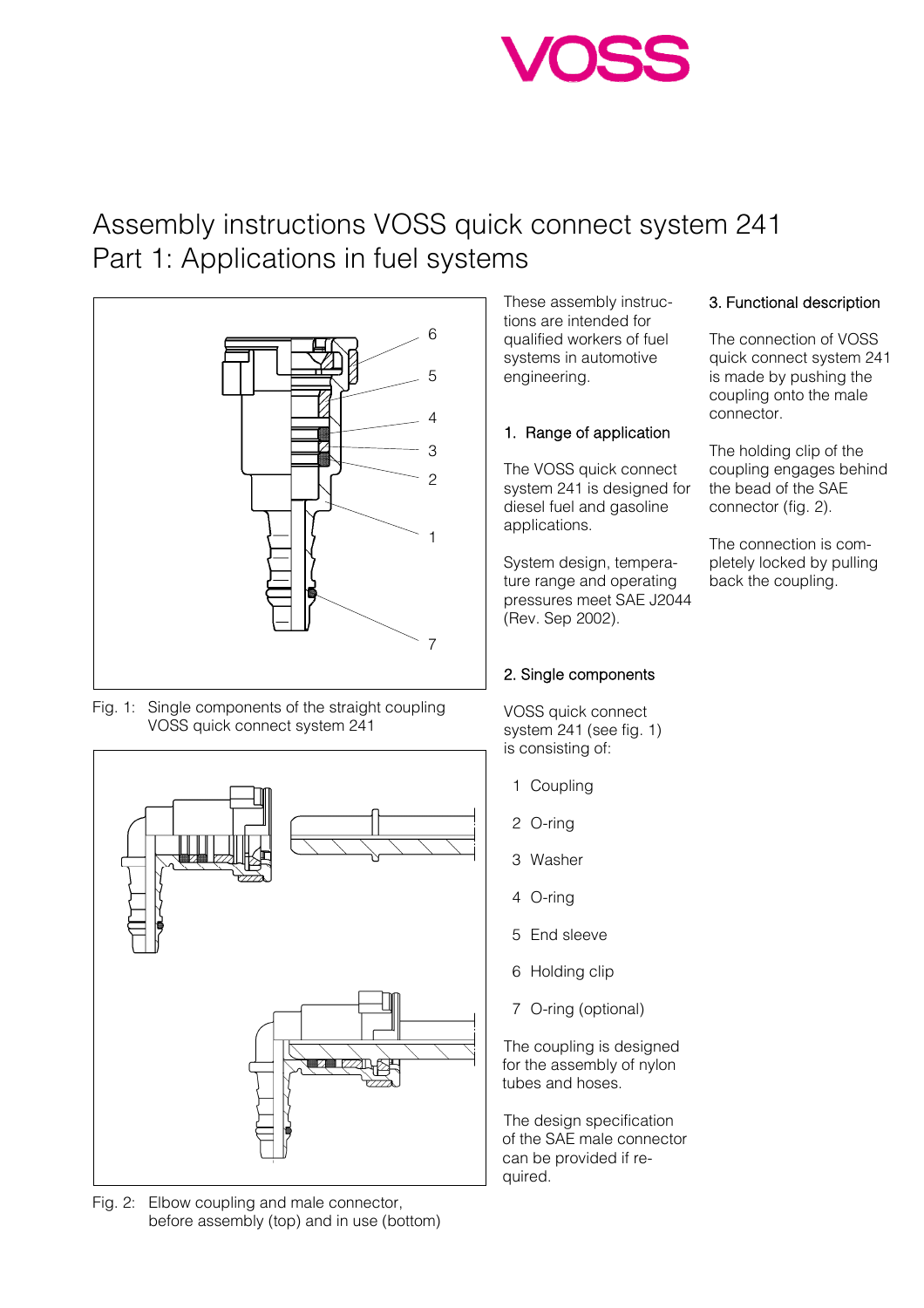# Assembly instructions VOSS quick connect system 241
## Part 1: Applications in fuel systems

Fig. 1: Single components of the straight coupling VOSS quick connect system 241

Fig. 2: Elbow coupling and male connector, before assembly (top) and in use (bottom)

These assembly instructions are intended for qualified workers of fuel systems in automotive engineering.

### 1. Range of application

The VOSS quick connect system 241 is designed for diesel fuel and gasoline applications.

System design, temperature range and operating pressures meet SAE J2044 (Rev. Sep 2002).

### 2. Single components

VOSS quick connect system 241 (see fig. 1) is consisting of:

1 Coupling
2 O-ring
3 Washer
4 O-ring
5 End sleeve
6 Holding clip
7 O-ring (optional)

The coupling is designed for the assembly of nylon tubes and hoses.

The design specification of the SAE male connector can be provided if required.

### 3. Functional description

The connection of VOSS quick connect system 241 is made by pushing the coupling onto the male connector.

The holding clip of the coupling engages behind the bead of the SAE connector (fig. 2).

The connection is completely locked by pulling back the coupling.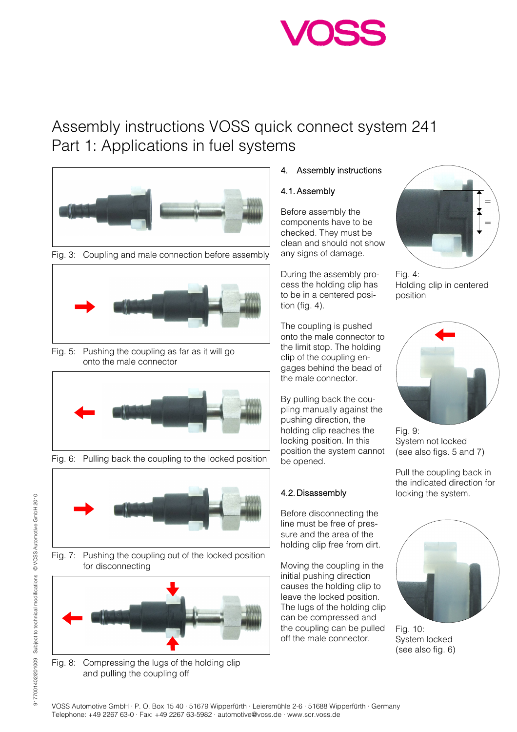# Assembly instructions VOSS quick connect system 241
## Part 1: Applications in fuel systems

Fig. 3: Coupling and male connection before assembly

Fig. 5: Pushing the coupling as far as it will go onto the male connector

Fig. 6: Pulling back the coupling to the locked position

Fig. 7: Pushing the coupling out of the locked position for disconnecting

Fig. 8: Compressing the lugs of the holding clip and pulling the coupling off

### 4. Assembly instructions

#### 4.1. Assembly

Before assembly the components have to be checked. They must be clean and should not show any signs of damage.

During the assembly process the holding clip has to be in a centered position (fig. 4).

The coupling is pushed onto the male connector to the limit stop. The holding clip of the coupling engages behind the bead of the male connector.

By pulling back the coupling manually against the pushing direction, the holding clip reaches the locking position. In this position the system cannot be opened.

#### 4.2. Disassembly

Before disconnecting the line must be free of pressure and the area of the holding clip free from dirt.

Moving the coupling in the initial pushing direction causes the holding clip to leave the locked position. The lugs of the holding clip can be compressed and the coupling can be pulled off the male connector.

Fig. 4: Holding clip in centered position

Fig. 9: System not locked (see also figs. 5 and 7)

Pull the coupling back in the indicated direction for locking the system.

Fig. 10: System locked (see also fig. 6)

VOSS Automotive GmbH · P. O. Box 15 40 · 51679 Wipperfürth · Leiersmühle 2-6 · 51688 Wipperfürth · Germany
Telephone: +49 2267 63-0 · Fax: +49 2267 63-5982 · automotive@voss.de · www.scr.voss.de

917700140201009 Subject to technical modifications © VOSS Automotive GmbH 2010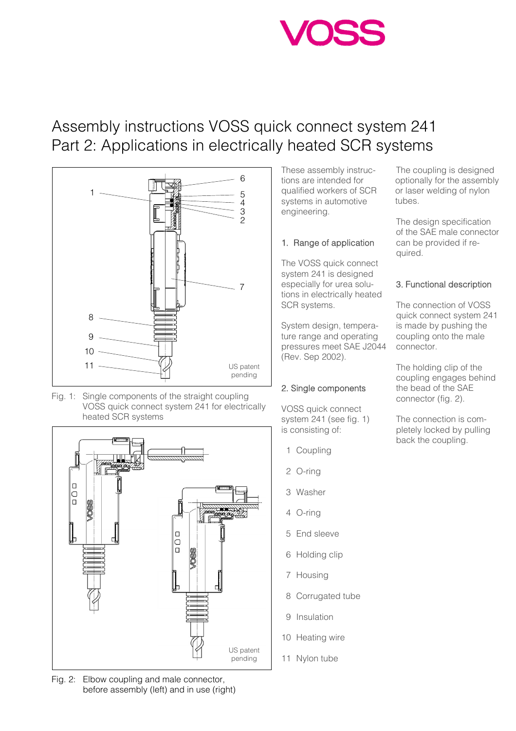# Assembly instructions VOSS quick connect system 241
# Part 2: Applications in electrically heated SCR systems

Fig. 1: Single components of the straight coupling VOSS quick connect system 241 for electrically heated SCR systems

Fig. 2: Elbow coupling and male connector, before assembly (left) and in use (right)

These assembly instructions are intended for qualified workers of SCR systems in automotive engineering.

## 1. Range of application

The VOSS quick connect system 241 is designed especially for urea solutions in electrically heated SCR systems.

System design, temperature range and operating pressures meet SAE J2044 (Rev. Sep 2002).

## 2. Single components

VOSS quick connect system 241 (see fig. 1) is consisting of:

1 Coupling
2 O-ring
3 Washer
4 O-ring
5 End sleeve
6 Holding clip
7 Housing
8 Corrugated tube
9 Insulation
10 Heating wire
11 Nylon tube

The coupling is designed optionally for the assembly or laser welding of nylon tubes.

The design specification of the SAE male connector can be provided if required.

## 3. Functional description

The connection of VOSS quick connect system 241 is made by pushing the coupling onto the male connector.

The holding clip of the coupling engages behind the bead of the SAE connector (fig. 2).

The connection is completely locked by pulling back the coupling.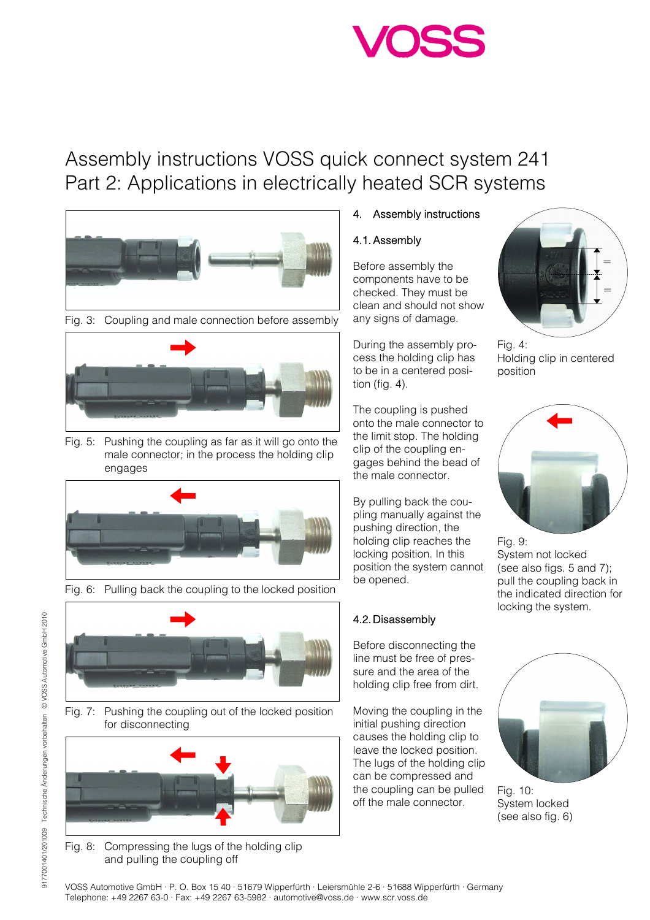# Assembly instructions VOSS quick connect system 241
## Part 2: Applications in electrically heated SCR systems

Fig. 3: Coupling and male connection before assembly

Fig. 5: Pushing the coupling as far as it will go onto the male connector; in the process the holding clip engages

Fig. 6: Pulling back the coupling to the locked position

Fig. 7: Pushing the coupling out of the locked position for disconnecting

Fig. 8: Compressing the lugs of the holding clip and pulling the coupling off

### 4. Assembly instructions

#### 4.1. Assembly

Before assembly the components have to be checked. They must be clean and should not show any signs of damage.

During the assembly process the holding clip has to be in a centered position (fig. 4).

The coupling is pushed onto the male connector to the limit stop. The holding clip of the coupling engages behind the bead of the male connector.

By pulling back the coupling manually against the pushing direction, the holding clip reaches the locking position. In this position the system cannot be opened.

#### 4.2. Disassembly

Before disconnecting the line must be free of pressure and the area of the holding clip free from dirt.

Moving the coupling in the initial pushing direction causes the holding clip to leave the locked position. The lugs of the holding clip can be compressed and the coupling can be pulled off the male connector.

Fig. 4:
Holding clip in centered position

Fig. 9:
System not locked (see also figs. 5 and 7); pull the coupling back in the indicated direction for locking the system.

Fig. 10:
System locked (see also fig. 6)

VOSS Automotive GmbH · P. O. Box 15 40 · 51679 Wipperfürth · Leiersmühle 2-6 · 51688 Wipperfürth · Germany
Telephone: +49 2267 63-0 · Fax: +49 2267 63-5982 · automotive@voss.de · www.scr.voss.de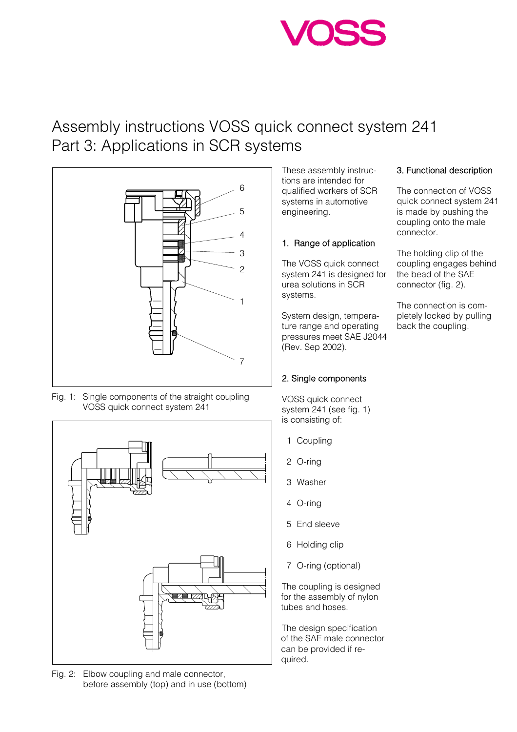# Assembly instructions VOSS quick connect system 241
# Part 3: Applications in SCR systems

Fig. 1: Single components of the straight coupling VOSS quick connect system 241

Fig. 2: Elbow coupling and male connector, before assembly (top) and in use (bottom)

These assembly instructions are intended for qualified workers of SCR systems in automotive engineering.

## 1. Range of application

The VOSS quick connect system 241 is designed for urea solutions in SCR systems.

System design, temperature range and operating pressures meet SAE J2044 (Rev. Sep 2002).

## 2. Single components

VOSS quick connect system 241 (see fig. 1) is consisting of:

1. Coupling
2. O-ring
3. Washer
4. O-ring
5. End sleeve
6. Holding clip
7. O-ring (optional)

The coupling is designed for the assembly of nylon tubes and hoses.

The design specification of the SAE male connector can be provided if required.

## 3. Functional description

The connection of VOSS quick connect system 241 is made by pushing the coupling onto the male connector.

The holding clip of the coupling engages behind the bead of the SAE connector (fig. 2).

The connection is completely locked by pulling back the coupling.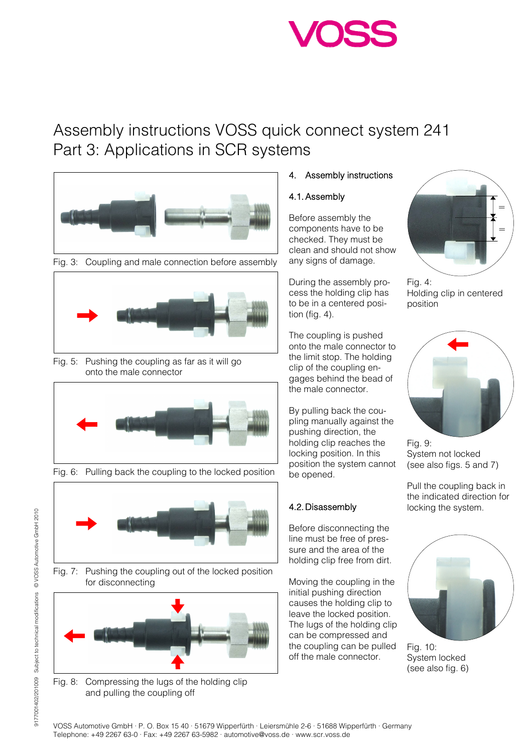# Assembly instructions VOSS quick connect system 241
## Part 3: Applications in SCR systems

Fig. 3: Coupling and male connection before assembly

Fig. 5: Pushing the coupling as far as it will go onto the male connector

Fig. 6: Pulling back the coupling to the locked position

Fig. 7: Pushing the coupling out of the locked position for disconnecting

Fig. 8: Compressing the lugs of the holding clip and pulling the coupling off

### 4. Assembly instructions

#### 4.1. Assembly

Before assembly the components have to be checked. They must be clean and should not show any signs of damage.

During the assembly process the holding clip has to be in a centered position (fig. 4).

The coupling is pushed onto the male connector to the limit stop. The holding clip of the coupling engages behind the bead of the male connector.

By pulling back the coupling manually against the pushing direction, the holding clip reaches the locking position. In this position the system cannot be opened.

#### 4.2. Disassembly

Before disconnecting the line must be free of pressure and the area of the holding clip free from dirt.

Moving the coupling in the initial pushing direction causes the holding clip to leave the locked position. The lugs of the holding clip can be compressed and the coupling can be pulled off the male connector.

Fig. 4: Holding clip in centered position

Fig. 9: System not locked (see also figs. 5 and 7)

Pull the coupling back in the indicated direction for locking the system.

Fig. 10: System locked (see also fig. 6)

917700402/201009 Subject to technical modifications © VOSS Automotive GmbH 2010

VOSS Automotive GmbH · P. O. Box 15 40 · 51679 Wipperfürth · Leiersmühle 2-6 · 51688 Wipperfürth · Germany
Telephone: +49 2267 63-0 · Fax: +49 2267 63-5982 · automotive@voss.de · www.scr.voss.de